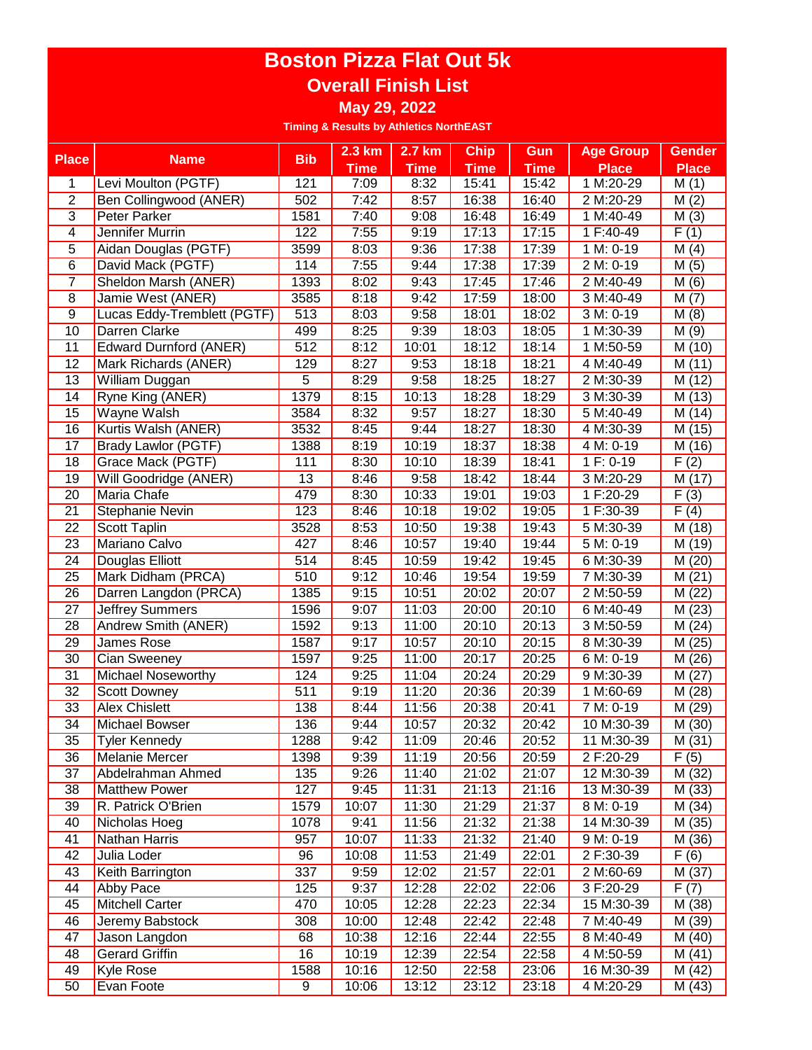# Boston Pizza Flat Out 5k

## Overall Finish List

### May 29, 2022

**Timing & Results by Athletics NorthEAST**

| Place | Name | Bib | 2.3 km Time | 2.7 km Time | Chip Time | Gun Time | Age Group Place | Gender Place |
|---|---|---|---|---|---|---|---|---|
| 1 | Levi Moulton (PGTF) | 121 | 7:09 | 8:32 | 15:41 | 15:42 | 1 M:20-29 | M (1) |
| 2 | Ben Collingwood (ANER) | 502 | 7:42 | 8:57 | 16:38 | 16:40 | 2 M:20-29 | M (2) |
| 3 | Peter Parker | 1581 | 7:40 | 9:08 | 16:48 | 16:49 | 1 M:40-49 | M (3) |
| 4 | Jennifer Murrin | 122 | 7:55 | 9:19 | 17:13 | 17:15 | 1 F:40-49 | F (1) |
| 5 | Aidan Douglas (PGTF) | 3599 | 8:03 | 9:36 | 17:38 | 17:39 | 1 M: 0-19 | M (4) |
| 6 | David Mack (PGTF) | 114 | 7:55 | 9:44 | 17:38 | 17:39 | 2 M: 0-19 | M (5) |
| 7 | Sheldon Marsh (ANER) | 1393 | 8:02 | 9:43 | 17:45 | 17:46 | 2 M:40-49 | M (6) |
| 8 | Jamie West (ANER) | 3585 | 8:18 | 9:42 | 17:59 | 18:00 | 3 M:40-49 | M (7) |
| 9 | Lucas Eddy-Tremblett (PGTF) | 513 | 8:03 | 9:58 | 18:01 | 18:02 | 3 M: 0-19 | M (8) |
| 10 | Darren Clarke | 499 | 8:25 | 9:39 | 18:03 | 18:05 | 1 M:30-39 | M (9) |
| 11 | Edward Durnford (ANER) | 512 | 8:12 | 10:01 | 18:12 | 18:14 | 1 M:50-59 | M (10) |
| 12 | Mark Richards (ANER) | 129 | 8:27 | 9:53 | 18:18 | 18:21 | 4 M:40-49 | M (11) |
| 13 | William Duggan | 5 | 8:29 | 9:58 | 18:25 | 18:27 | 2 M:30-39 | M (12) |
| 14 | Ryne King (ANER) | 1379 | 8:15 | 10:13 | 18:28 | 18:29 | 3 M:30-39 | M (13) |
| 15 | Wayne Walsh | 3584 | 8:32 | 9:57 | 18:27 | 18:30 | 5 M:40-49 | M (14) |
| 16 | Kurtis Walsh (ANER) | 3532 | 8:45 | 9:44 | 18:27 | 18:30 | 4 M:30-39 | M (15) |
| 17 | Brady Lawlor (PGTF) | 1388 | 8:19 | 10:19 | 18:37 | 18:38 | 4 M: 0-19 | M (16) |
| 18 | Grace Mack (PGTF) | 111 | 8:30 | 10:10 | 18:39 | 18:41 | 1 F: 0-19 | F (2) |
| 19 | Will Goodridge (ANER) | 13 | 8:46 | 9:58 | 18:42 | 18:44 | 3 M:20-29 | M (17) |
| 20 | Maria Chafe | 479 | 8:30 | 10:33 | 19:01 | 19:03 | 1 F:20-29 | F (3) |
| 21 | Stephanie Nevin | 123 | 8:46 | 10:18 | 19:02 | 19:05 | 1 F:30-39 | F (4) |
| 22 | Scott Taplin | 3528 | 8:53 | 10:50 | 19:38 | 19:43 | 5 M:30-39 | M (18) |
| 23 | Mariano Calvo | 427 | 8:46 | 10:57 | 19:40 | 19:44 | 5 M: 0-19 | M (19) |
| 24 | Douglas Elliott | 514 | 8:45 | 10:59 | 19:42 | 19:45 | 6 M:30-39 | M (20) |
| 25 | Mark Didham (PRCA) | 510 | 9:12 | 10:46 | 19:54 | 19:59 | 7 M:30-39 | M (21) |
| 26 | Darren Langdon (PRCA) | 1385 | 9:15 | 10:51 | 20:02 | 20:07 | 2 M:50-59 | M (22) |
| 27 | Jeffrey Summers | 1596 | 9:07 | 11:03 | 20:00 | 20:10 | 6 M:40-49 | M (23) |
| 28 | Andrew Smith (ANER) | 1592 | 9:13 | 11:00 | 20:10 | 20:13 | 3 M:50-59 | M (24) |
| 29 | James Rose | 1587 | 9:17 | 10:57 | 20:10 | 20:15 | 8 M:30-39 | M (25) |
| 30 | Cian Sweeney | 1597 | 9:25 | 11:00 | 20:17 | 20:25 | 6 M: 0-19 | M (26) |
| 31 | Michael Noseworthy | 124 | 9:25 | 11:04 | 20:24 | 20:29 | 9 M:30-39 | M (27) |
| 32 | Scott Downey | 511 | 9:19 | 11:20 | 20:36 | 20:39 | 1 M:60-69 | M (28) |
| 33 | Alex Chislett | 138 | 8:44 | 11:56 | 20:38 | 20:41 | 7 M: 0-19 | M (29) |
| 34 | Michael Bowser | 136 | 9:44 | 10:57 | 20:32 | 20:42 | 10 M:30-39 | M (30) |
| 35 | Tyler Kennedy | 1288 | 9:42 | 11:09 | 20:46 | 20:52 | 11 M:30-39 | M (31) |
| 36 | Melanie Mercer | 1398 | 9:39 | 11:19 | 20:56 | 20:59 | 2 F:20-29 | F (5) |
| 37 | Abdelrahman Ahmed | 135 | 9:26 | 11:40 | 21:02 | 21:07 | 12 M:30-39 | M (32) |
| 38 | Matthew Power | 127 | 9:45 | 11:31 | 21:13 | 21:16 | 13 M:30-39 | M (33) |
| 39 | R. Patrick O'Brien | 1579 | 10:07 | 11:30 | 21:29 | 21:37 | 8 M: 0-19 | M (34) |
| 40 | Nicholas Hoeg | 1078 | 9:41 | 11:56 | 21:32 | 21:38 | 14 M:30-39 | M (35) |
| 41 | Nathan Harris | 957 | 10:07 | 11:33 | 21:32 | 21:40 | 9 M: 0-19 | M (36) |
| 42 | Julia Loder | 96 | 10:08 | 11:53 | 21:49 | 22:01 | 2 F:30-39 | F (6) |
| 43 | Keith Barrington | 337 | 9:59 | 12:02 | 21:57 | 22:01 | 2 M:60-69 | M (37) |
| 44 | Abby Pace | 125 | 9:37 | 12:28 | 22:02 | 22:06 | 3 F:20-29 | F (7) |
| 45 | Mitchell Carter | 470 | 10:05 | 12:28 | 22:23 | 22:34 | 15 M:30-39 | M (38) |
| 46 | Jeremy Babstock | 308 | 10:00 | 12:48 | 22:42 | 22:48 | 7 M:40-49 | M (39) |
| 47 | Jason Langdon | 68 | 10:38 | 12:16 | 22:44 | 22:55 | 8 M:40-49 | M (40) |
| 48 | Gerard Griffin | 16 | 10:19 | 12:39 | 22:54 | 22:58 | 4 M:50-59 | M (41) |
| 49 | Kyle Rose | 1588 | 10:16 | 12:50 | 22:58 | 23:06 | 16 M:30-39 | M (42) |
| 50 | Evan Foote | 9 | 10:06 | 13:12 | 23:12 | 23:18 | 4 M:20-29 | M (43) |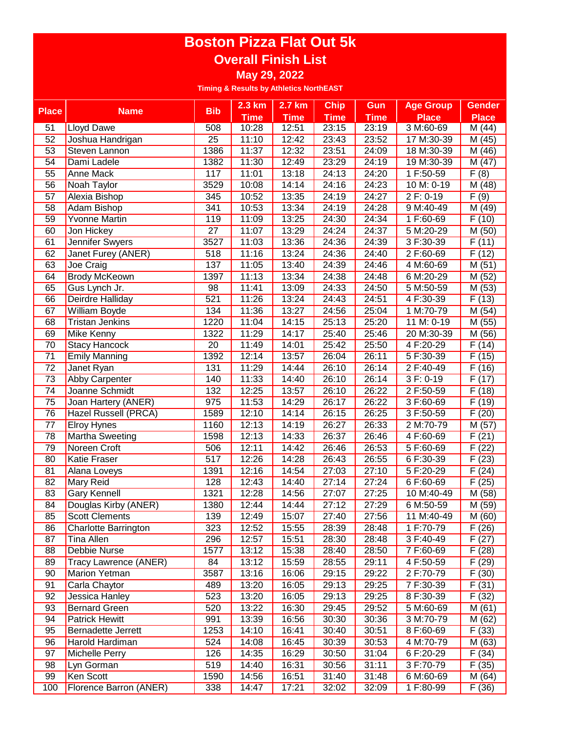# Boston Pizza Flat Out 5k

## Overall Finish List

### May 29, 2022

Timing & Results by Athletics NorthEAST

| Place | Name | Bib | 2.3 km Time | 2.7 km Time | Chip Time | Gun Time | Age Group Place | Gender Place |
|---|---|---|---|---|---|---|---|---|
| 51 | Lloyd Dawe | 508 | 10:28 | 12:51 | 23:15 | 23:19 | 3 M:60-69 | M (44) |
| 52 | Joshua Handrigan | 25 | 11:10 | 12:42 | 23:43 | 23:52 | 17 M:30-39 | M (45) |
| 53 | Steven Lannon | 1386 | 11:37 | 12:32 | 23:51 | 24:09 | 18 M:30-39 | M (46) |
| 54 | Dami Ladele | 1382 | 11:30 | 12:49 | 23:29 | 24:19 | 19 M:30-39 | M (47) |
| 55 | Anne Mack | 117 | 11:01 | 13:18 | 24:13 | 24:20 | 1 F:50-59 | F (8) |
| 56 | Noah Taylor | 3529 | 10:08 | 14:14 | 24:16 | 24:23 | 10 M: 0-19 | M (48) |
| 57 | Alexia Bishop | 345 | 10:52 | 13:35 | 24:19 | 24:27 | 2 F: 0-19 | F (9) |
| 58 | Adam Bishop | 341 | 10:53 | 13:34 | 24:19 | 24:28 | 9 M:40-49 | M (49) |
| 59 | Yvonne Martin | 119 | 11:09 | 13:25 | 24:30 | 24:34 | 1 F:60-69 | F (10) |
| 60 | Jon Hickey | 27 | 11:07 | 13:29 | 24:24 | 24:37 | 5 M:20-29 | M (50) |
| 61 | Jennifer Swyers | 3527 | 11:03 | 13:36 | 24:36 | 24:39 | 3 F:30-39 | F (11) |
| 62 | Janet Furey (ANER) | 518 | 11:16 | 13:24 | 24:36 | 24:40 | 2 F:60-69 | F (12) |
| 63 | Joe Craig | 137 | 11:05 | 13:40 | 24:39 | 24:46 | 4 M:60-69 | M (51) |
| 64 | Brody McKeown | 1397 | 11:13 | 13:34 | 24:38 | 24:48 | 6 M:20-29 | M (52) |
| 65 | Gus Lynch Jr. | 98 | 11:41 | 13:09 | 24:33 | 24:50 | 5 M:50-59 | M (53) |
| 66 | Deirdre Halliday | 521 | 11:26 | 13:24 | 24:43 | 24:51 | 4 F:30-39 | F (13) |
| 67 | William Boyde | 134 | 11:36 | 13:27 | 24:56 | 25:04 | 1 M:70-79 | M (54) |
| 68 | Tristan Jenkins | 1220 | 11:04 | 14:15 | 25:13 | 25:20 | 11 M: 0-19 | M (55) |
| 69 | Mike Kenny | 1322 | 11:29 | 14:17 | 25:40 | 25:46 | 20 M:30-39 | M (56) |
| 70 | Stacy Hancock | 20 | 11:49 | 14:01 | 25:42 | 25:50 | 4 F:20-29 | F (14) |
| 71 | Emily Manning | 1392 | 12:14 | 13:57 | 26:04 | 26:11 | 5 F:30-39 | F (15) |
| 72 | Janet Ryan | 131 | 11:29 | 14:44 | 26:10 | 26:14 | 2 F:40-49 | F (16) |
| 73 | Abby Carpenter | 140 | 11:33 | 14:40 | 26:10 | 26:14 | 3 F: 0-19 | F (17) |
| 74 | Joanne Schmidt | 132 | 12:25 | 13:57 | 26:10 | 26:22 | 2 F:50-59 | F (18) |
| 75 | Joan Hartery (ANER) | 975 | 11:53 | 14:29 | 26:17 | 26:22 | 3 F:60-69 | F (19) |
| 76 | Hazel Russell (PRCA) | 1589 | 12:10 | 14:14 | 26:15 | 26:25 | 3 F:50-59 | F (20) |
| 77 | Elroy Hynes | 1160 | 12:13 | 14:19 | 26:27 | 26:33 | 2 M:70-79 | M (57) |
| 78 | Martha Sweeting | 1598 | 12:13 | 14:33 | 26:37 | 26:46 | 4 F:60-69 | F (21) |
| 79 | Noreen Croft | 506 | 12:11 | 14:42 | 26:46 | 26:53 | 5 F:60-69 | F (22) |
| 80 | Katie Fraser | 517 | 12:26 | 14:28 | 26:43 | 26:55 | 6 F:30-39 | F (23) |
| 81 | Alana Loveys | 1391 | 12:16 | 14:54 | 27:03 | 27:10 | 5 F:20-29 | F (24) |
| 82 | Mary Reid | 128 | 12:43 | 14:40 | 27:14 | 27:24 | 6 F:60-69 | F (25) |
| 83 | Gary Kennell | 1321 | 12:28 | 14:56 | 27:07 | 27:25 | 10 M:40-49 | M (58) |
| 84 | Douglas Kirby (ANER) | 1380 | 12:44 | 14:44 | 27:12 | 27:29 | 6 M:50-59 | M (59) |
| 85 | Scott Clements | 139 | 12:49 | 15:07 | 27:40 | 27:56 | 11 M:40-49 | M (60) |
| 86 | Charlotte Barrington | 323 | 12:52 | 15:55 | 28:39 | 28:48 | 1 F:70-79 | F (26) |
| 87 | Tina Allen | 296 | 12:57 | 15:51 | 28:30 | 28:48 | 3 F:40-49 | F (27) |
| 88 | Debbie Nurse | 1577 | 13:12 | 15:38 | 28:40 | 28:50 | 7 F:60-69 | F (28) |
| 89 | Tracy Lawrence (ANER) | 84 | 13:12 | 15:59 | 28:55 | 29:11 | 4 F:50-59 | F (29) |
| 90 | Marion Yetman | 3587 | 13:16 | 16:06 | 29:15 | 29:22 | 2 F:70-79 | F (30) |
| 91 | Carla Chaytor | 489 | 13:20 | 16:05 | 29:13 | 29:25 | 7 F:30-39 | F (31) |
| 92 | Jessica Hanley | 523 | 13:20 | 16:05 | 29:13 | 29:25 | 8 F:30-39 | F (32) |
| 93 | Bernard Green | 520 | 13:22 | 16:30 | 29:45 | 29:52 | 5 M:60-69 | M (61) |
| 94 | Patrick Hewitt | 991 | 13:39 | 16:56 | 30:30 | 30:36 | 3 M:70-79 | M (62) |
| 95 | Bernadette Jerrett | 1253 | 14:10 | 16:41 | 30:40 | 30:51 | 8 F:60-69 | F (33) |
| 96 | Harold Hardiman | 524 | 14:08 | 16:45 | 30:39 | 30:53 | 4 M:70-79 | M (63) |
| 97 | Michelle Perry | 126 | 14:35 | 16:29 | 30:50 | 31:04 | 6 F:20-29 | F (34) |
| 98 | Lyn Gorman | 519 | 14:40 | 16:31 | 30:56 | 31:11 | 3 F:70-79 | F (35) |
| 99 | Ken Scott | 1590 | 14:56 | 16:51 | 31:40 | 31:48 | 6 M:60-69 | M (64) |
| 100 | Florence Barron (ANER) | 338 | 14:47 | 17:21 | 32:02 | 32:09 | 1 F:80-99 | F (36) |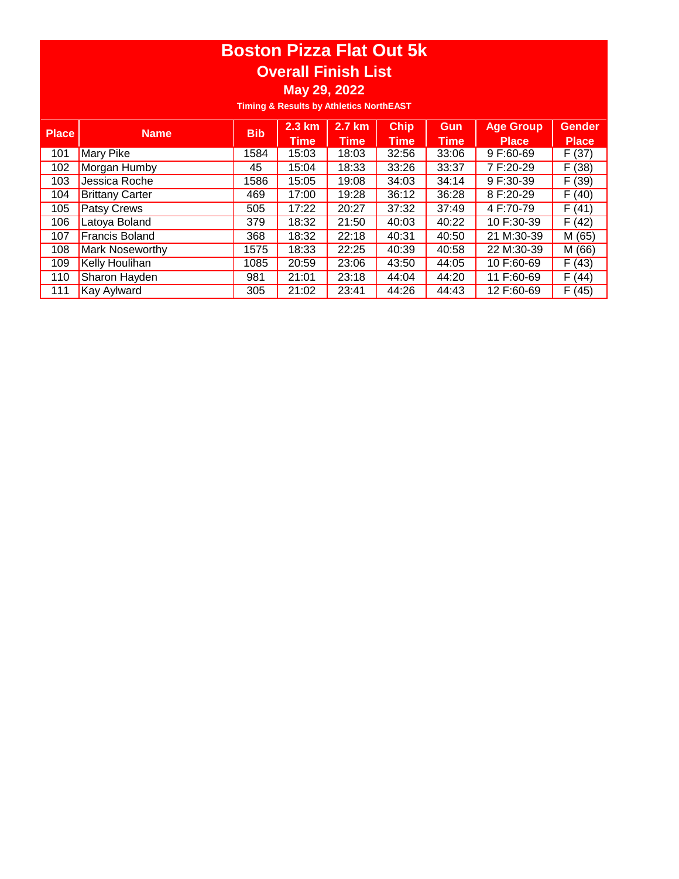# Boston Pizza Flat Out 5k

## Overall Finish List

### May 29, 2022

**Timing & Results by Athletics NorthEAST**

| Place | Name | Bib | 2.3 km Time | 2.7 km Time | Chip Time | Gun Time | Age Group Place | Gender Place |
|---|---|---|---|---|---|---|---|---|
| 101 | Mary Pike | 1584 | 15:03 | 18:03 | 32:56 | 33:06 | 9 F:60-69 | F (37) |
| 102 | Morgan Humby | 45 | 15:04 | 18:33 | 33:26 | 33:37 | 7 F:20-29 | F (38) |
| 103 | Jessica Roche | 1586 | 15:05 | 19:08 | 34:03 | 34:14 | 9 F:30-39 | F (39) |
| 104 | Brittany Carter | 469 | 17:00 | 19:28 | 36:12 | 36:28 | 8 F:20-29 | F (40) |
| 105 | Patsy Crews | 505 | 17:22 | 20:27 | 37:32 | 37:49 | 4 F:70-79 | F (41) |
| 106 | Latoya Boland | 379 | 18:32 | 21:50 | 40:03 | 40:22 | 10 F:30-39 | F (42) |
| 107 | Francis Boland | 368 | 18:32 | 22:18 | 40:31 | 40:50 | 21 M:30-39 | M (65) |
| 108 | Mark Noseworthy | 1575 | 18:33 | 22:25 | 40:39 | 40:58 | 22 M:30-39 | M (66) |
| 109 | Kelly Houlihan | 1085 | 20:59 | 23:06 | 43:50 | 44:05 | 10 F:60-69 | F (43) |
| 110 | Sharon Hayden | 981 | 21:01 | 23:18 | 44:04 | 44:20 | 11 F:60-69 | F (44) |
| 111 | Kay Aylward | 305 | 21:02 | 23:41 | 44:26 | 44:43 | 12 F:60-69 | F (45) |